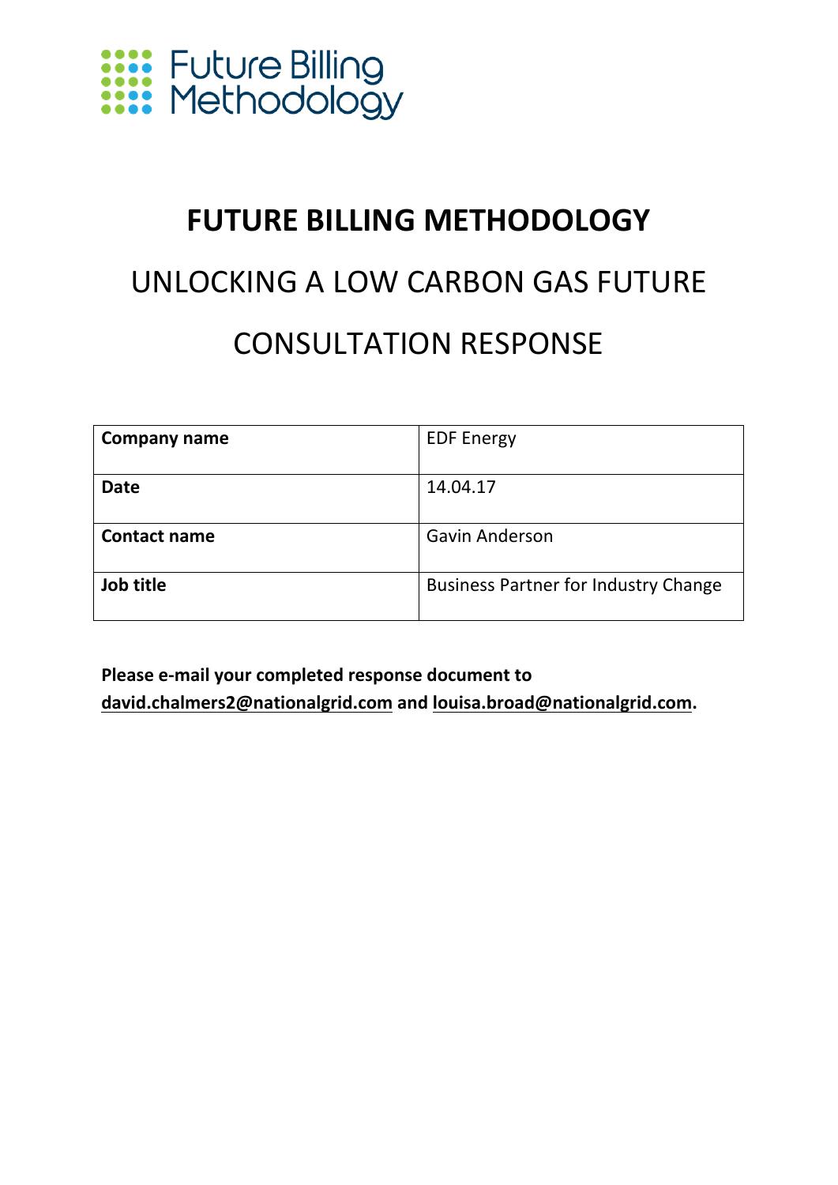Future Billing Methodology

# FUTURE BILLING METHODOLOGY

## UNLOCKING A LOW CARBON GAS FUTURE

## CONSULTATION RESPONSE

| **Company name** | EDF Energy |
| --- | --- |
| **Date** | 14.04.17 |
| **Contact name** | Gavin Anderson |
| **Job title** | Business Partner for Industry Change |

**Please e-mail your completed response document to david.chalmers2@nationalgrid.com and louisa.broad@nationalgrid.com.**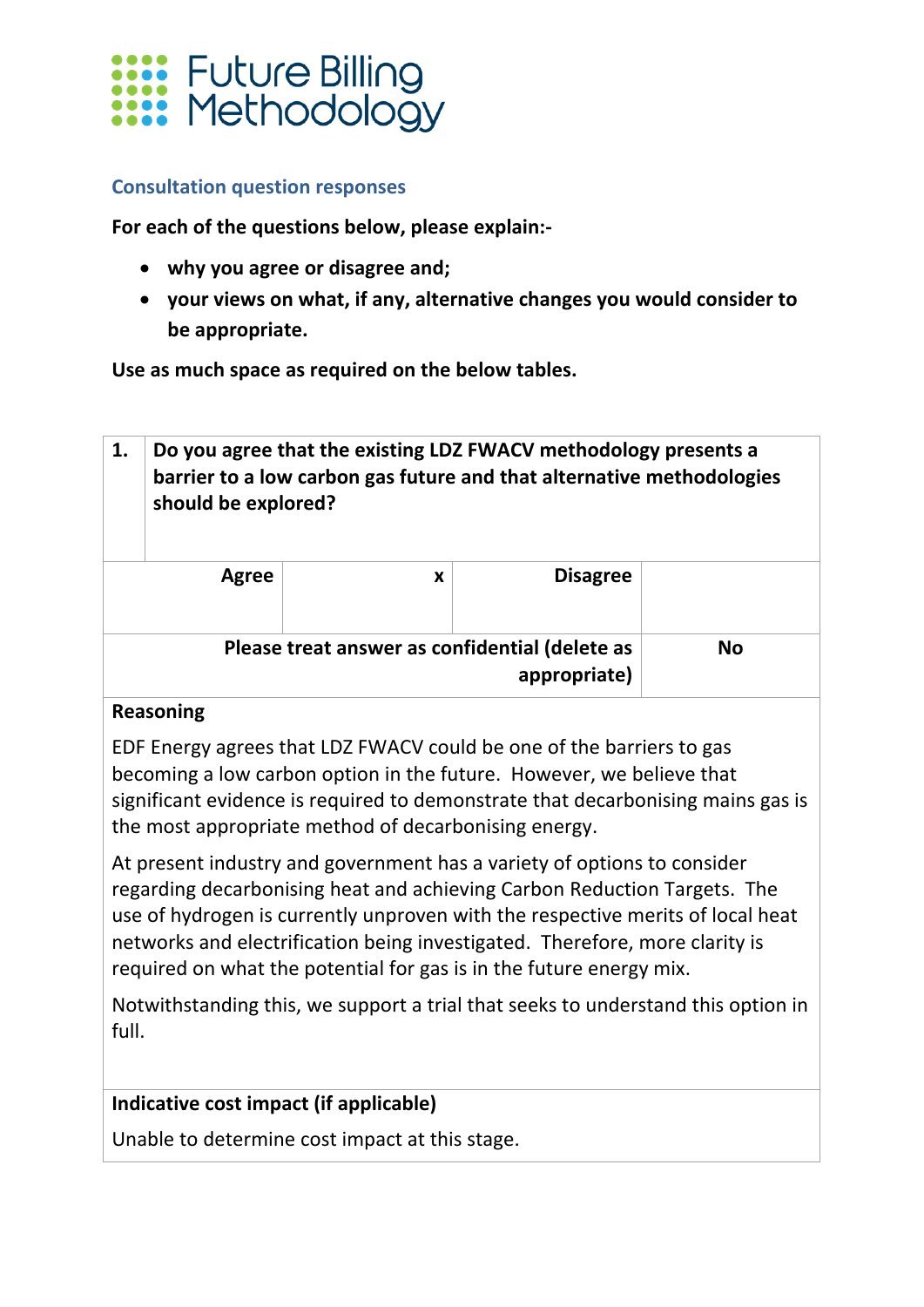# Future Billing Methodology

### Consultation question responses

**For each of the questions below, please explain:-**

- **why you agree or disagree and;**
- **your views on what, if any, alternative changes you would consider to be appropriate.**

**Use as much space as required on the below tables.**

| **1.** | **Do you agree that the existing LDZ FWACV methodology presents a barrier to a low carbon gas future and that alternative methodologies should be explored?** | | |
|---|---|---|---|
| **Agree** | x | **Disagree** | |
| **Please treat answer as confidential (delete as appropriate)** | | | **No** |

**Reasoning**

EDF Energy agrees that LDZ FWACV could be one of the barriers to gas becoming a low carbon option in the future. However, we believe that significant evidence is required to demonstrate that decarbonising mains gas is the most appropriate method of decarbonising energy.

At present industry and government has a variety of options to consider regarding decarbonising heat and achieving Carbon Reduction Targets. The use of hydrogen is currently unproven with the respective merits of local heat networks and electrification being investigated. Therefore, more clarity is required on what the potential for gas is in the future energy mix.

Notwithstanding this, we support a trial that seeks to understand this option in full.

**Indicative cost impact (if applicable)**

Unable to determine cost impact at this stage.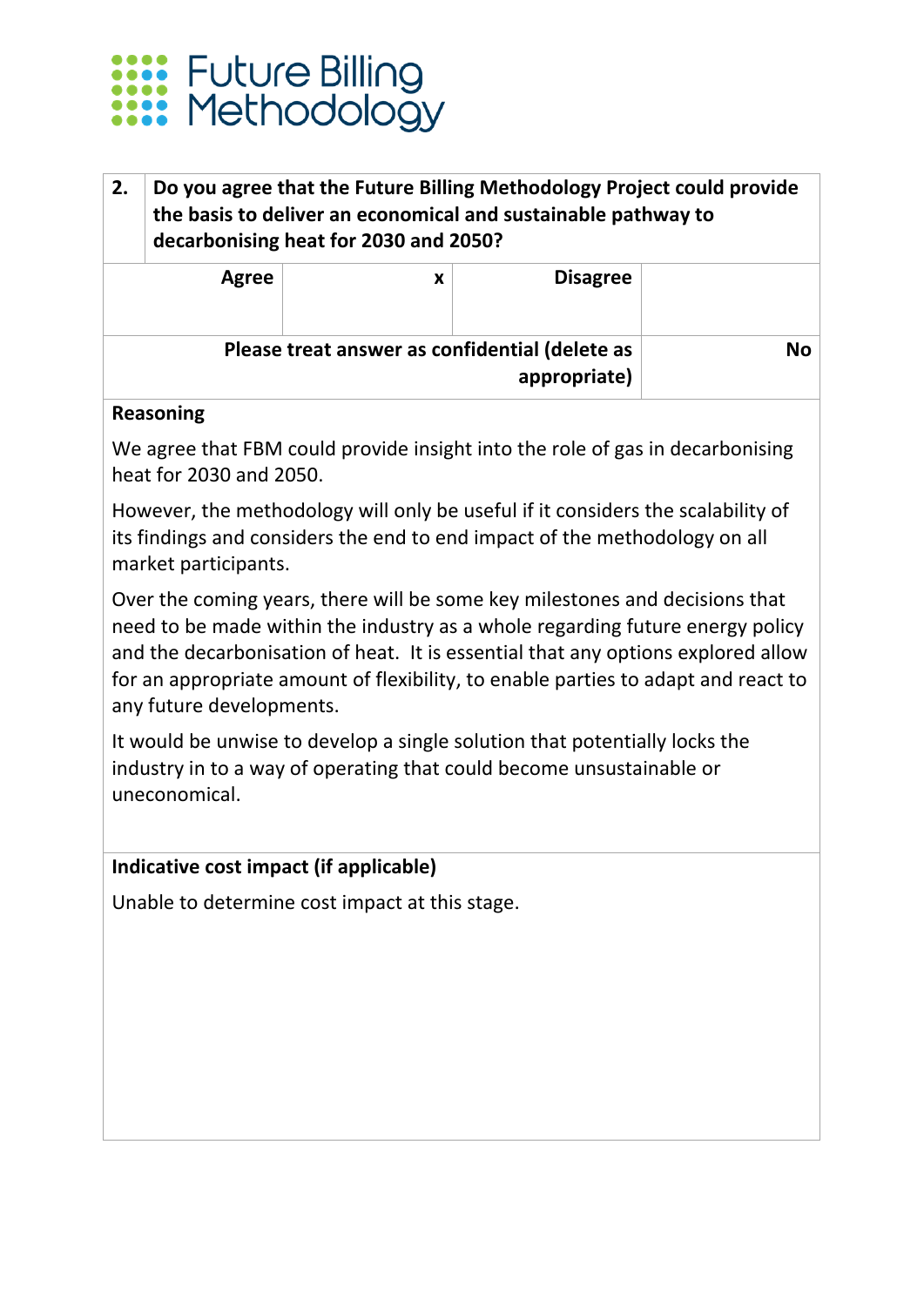# Future Billing Methodology

| 2. | Do you agree that the Future Billing Methodology Project could provide the basis to deliver an economical and sustainable pathway to decarbonising heat for 2030 and 2050? | | |
|---|---|---|---|
| Agree | x | Disagree | |
| Please treat answer as confidential (delete as appropriate) | | | No |

**Reasoning**

We agree that FBM could provide insight into the role of gas in decarbonising heat for 2030 and 2050.

However, the methodology will only be useful if it considers the scalability of its findings and considers the end to end impact of the methodology on all market participants.

Over the coming years, there will be some key milestones and decisions that need to be made within the industry as a whole regarding future energy policy and the decarbonisation of heat. It is essential that any options explored allow for an appropriate amount of flexibility, to enable parties to adapt and react to any future developments.

It would be unwise to develop a single solution that potentially locks the industry in to a way of operating that could become unsustainable or uneconomical.

**Indicative cost impact (if applicable)**

Unable to determine cost impact at this stage.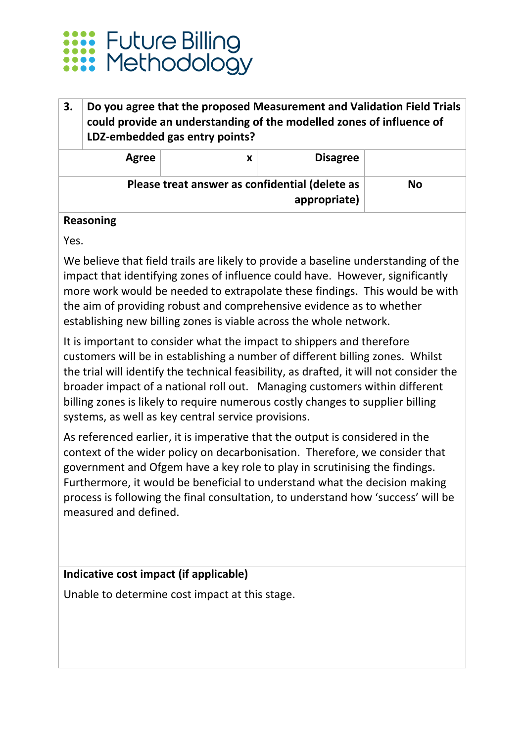# Future Billing Methodology

| 3. | Do you agree that the proposed Measurement and Validation Field Trials could provide an understanding of the modelled zones of influence of LDZ-embedded gas entry points? | | |
|---|---|---|---|
| Agree | x | Disagree | |
| Please treat answer as confidential (delete as appropriate) | | | No |

**Reasoning**

Yes.

We believe that field trails are likely to provide a baseline understanding of the impact that identifying zones of influence could have. However, significantly more work would be needed to extrapolate these findings. This would be with the aim of providing robust and comprehensive evidence as to whether establishing new billing zones is viable across the whole network.

It is important to consider what the impact to shippers and therefore customers will be in establishing a number of different billing zones. Whilst the trial will identify the technical feasibility, as drafted, it will not consider the broader impact of a national roll out. Managing customers within different billing zones is likely to require numerous costly changes to supplier billing systems, as well as key central service provisions.

As referenced earlier, it is imperative that the output is considered in the context of the wider policy on decarbonisation. Therefore, we consider that government and Ofgem have a key role to play in scrutinising the findings. Furthermore, it would be beneficial to understand what the decision making process is following the final consultation, to understand how 'success' will be measured and defined.

**Indicative cost impact (if applicable)**

Unable to determine cost impact at this stage.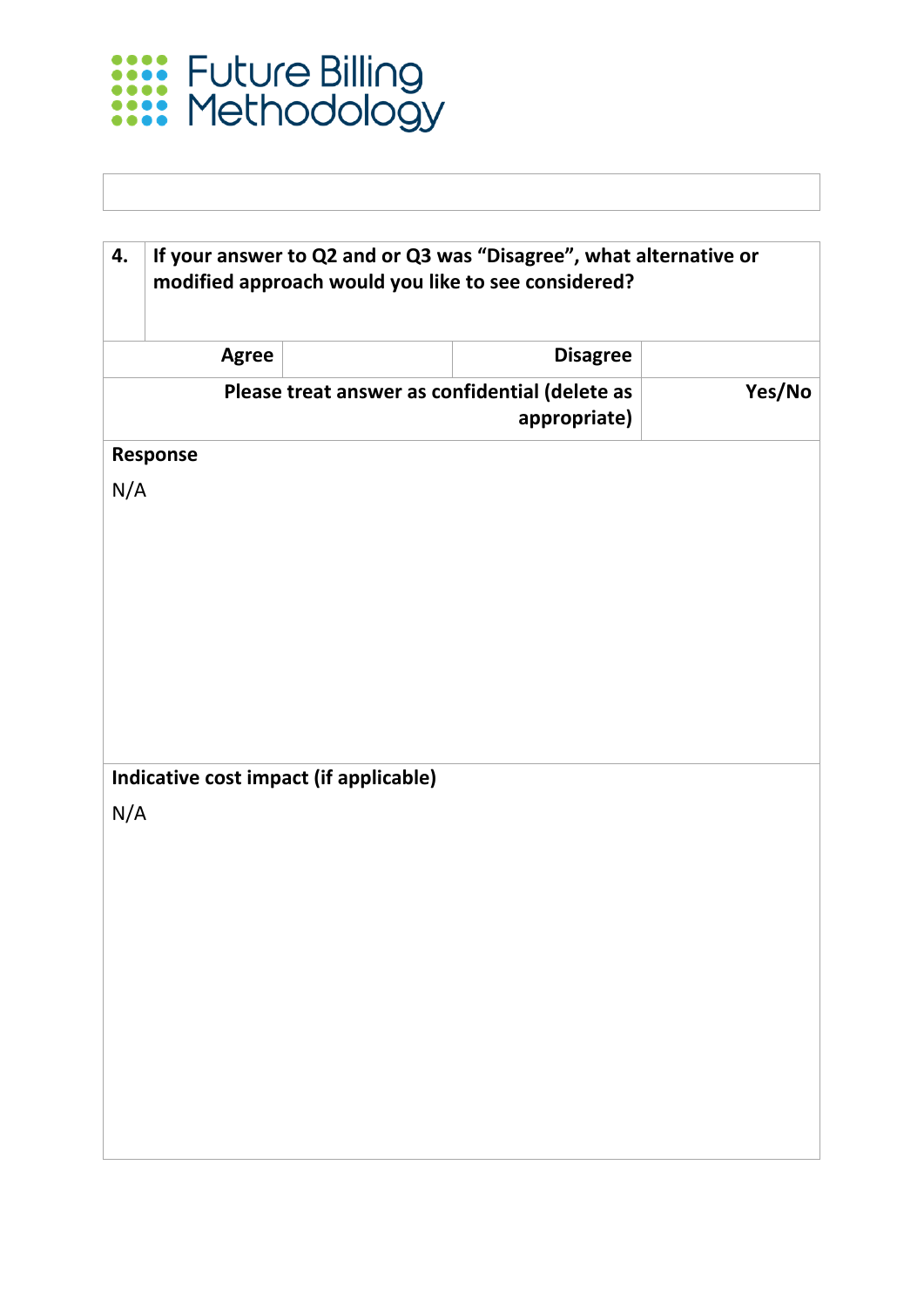Future Billing Methodology

| 4. | If your answer to Q2 and or Q3 was "Disagree", what alternative or modified approach would you like to see considered? | | |
| --- | --- | --- | --- |
| Agree | | Disagree | |
| Please treat answer as confidential (delete as appropriate) | | | Yes/No |

**Response**

N/A

**Indicative cost impact (if applicable)**

N/A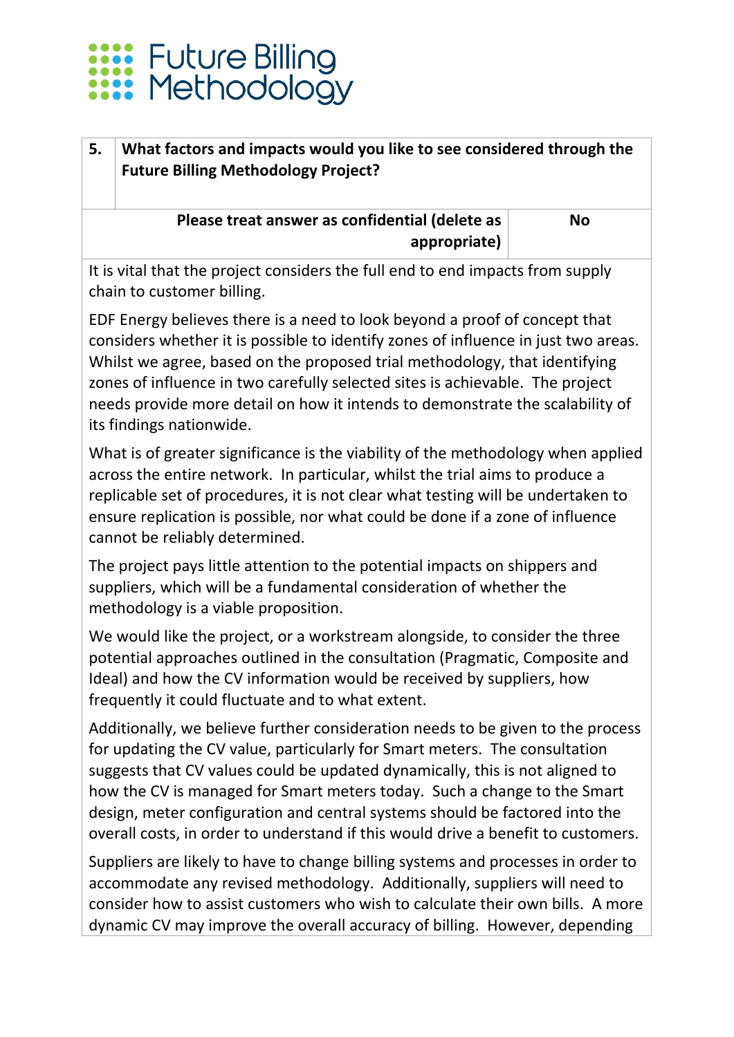| 5. | What factors and impacts would you like to see considered through the Future Billing Methodology Project? |
|---|---|

| **Please treat answer as confidential (delete as appropriate)** | **No** |
|---|---|

It is vital that the project considers the full end to end impacts from supply chain to customer billing.

EDF Energy believes there is a need to look beyond a proof of concept that considers whether it is possible to identify zones of influence in just two areas. Whilst we agree, based on the proposed trial methodology, that identifying zones of influence in two carefully selected sites is achievable. The project needs provide more detail on how it intends to demonstrate the scalability of its findings nationwide.

What is of greater significance is the viability of the methodology when applied across the entire network. In particular, whilst the trial aims to produce a replicable set of procedures, it is not clear what testing will be undertaken to ensure replication is possible, nor what could be done if a zone of influence cannot be reliably determined.

The project pays little attention to the potential impacts on shippers and suppliers, which will be a fundamental consideration of whether the methodology is a viable proposition.

We would like the project, or a workstream alongside, to consider the three potential approaches outlined in the consultation (Pragmatic, Composite and Ideal) and how the CV information would be received by suppliers, how frequently it could fluctuate and to what extent.

Additionally, we believe further consideration needs to be given to the process for updating the CV value, particularly for Smart meters. The consultation suggests that CV values could be updated dynamically, this is not aligned to how the CV is managed for Smart meters today. Such a change to the Smart design, meter configuration and central systems should be factored into the overall costs, in order to understand if this would drive a benefit to customers.

Suppliers are likely to have to change billing systems and processes in order to accommodate any revised methodology. Additionally, suppliers will need to consider how to assist customers who wish to calculate their own bills. A more dynamic CV may improve the overall accuracy of billing. However, depending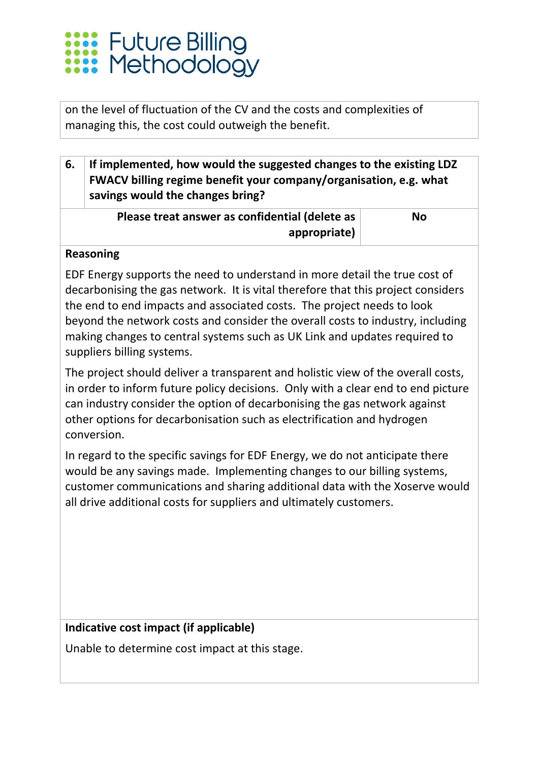on the level of fluctuation of the CV and the costs and complexities of managing this, the cost could outweigh the benefit.

| 6. | If implemented, how would the suggested changes to the existing LDZ FWACV billing regime benefit your company/organisation, e.g. what savings would the changes bring? |
|---|---|

| Please treat answer as confidential (delete as appropriate) | No |
|---|---|

**Reasoning**

EDF Energy supports the need to understand in more detail the true cost of decarbonising the gas network. It is vital therefore that this project considers the end to end impacts and associated costs. The project needs to look beyond the network costs and consider the overall costs to industry, including making changes to central systems such as UK Link and updates required to suppliers billing systems.

The project should deliver a transparent and holistic view of the overall costs, in order to inform future policy decisions. Only with a clear end to end picture can industry consider the option of decarbonising the gas network against other options for decarbonisation such as electrification and hydrogen conversion.

In regard to the specific savings for EDF Energy, we do not anticipate there would be any savings made. Implementing changes to our billing systems, customer communications and sharing additional data with the Xoserve would all drive additional costs for suppliers and ultimately customers.

**Indicative cost impact (if applicable)**

Unable to determine cost impact at this stage.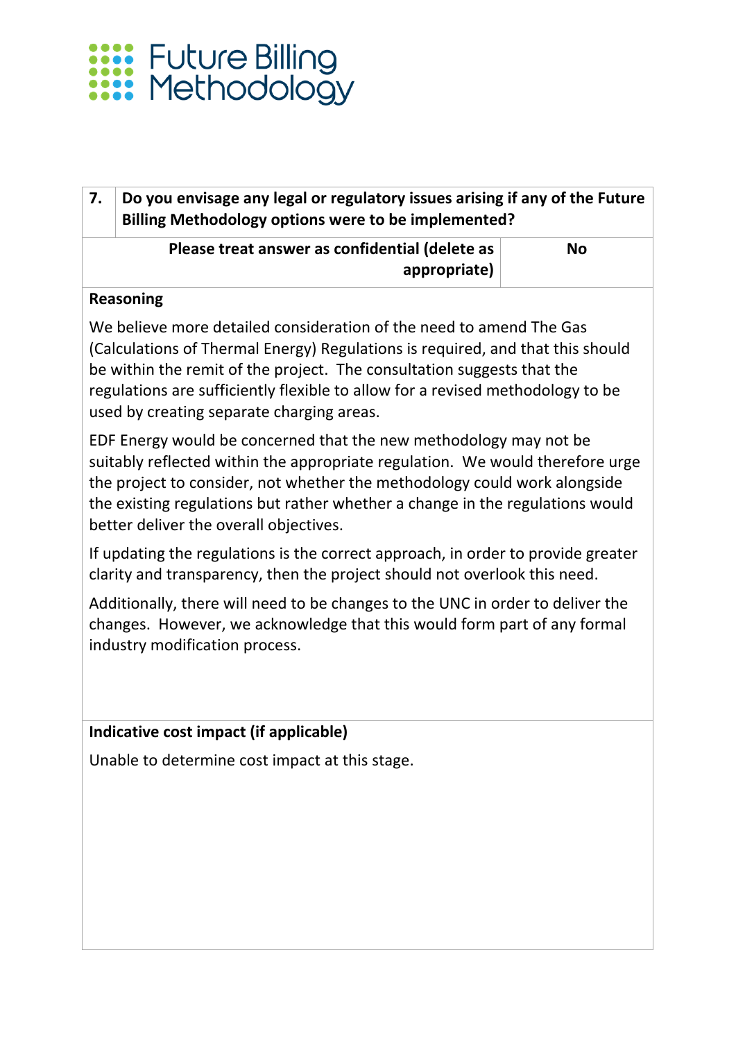Future Billing Methodology

| 7. | Do you envisage any legal or regulatory issues arising if any of the Future Billing Methodology options were to be implemented? |
|---|---|
| **Please treat answer as confidential (delete as appropriate)** | **No** |

**Reasoning**

We believe more detailed consideration of the need to amend The Gas (Calculations of Thermal Energy) Regulations is required, and that this should be within the remit of the project. The consultation suggests that the regulations are sufficiently flexible to allow for a revised methodology to be used by creating separate charging areas.

EDF Energy would be concerned that the new methodology may not be suitably reflected within the appropriate regulation. We would therefore urge the project to consider, not whether the methodology could work alongside the existing regulations but rather whether a change in the regulations would better deliver the overall objectives.

If updating the regulations is the correct approach, in order to provide greater clarity and transparency, then the project should not overlook this need.

Additionally, there will need to be changes to the UNC in order to deliver the changes. However, we acknowledge that this would form part of any formal industry modification process.

**Indicative cost impact (if applicable)**

Unable to determine cost impact at this stage.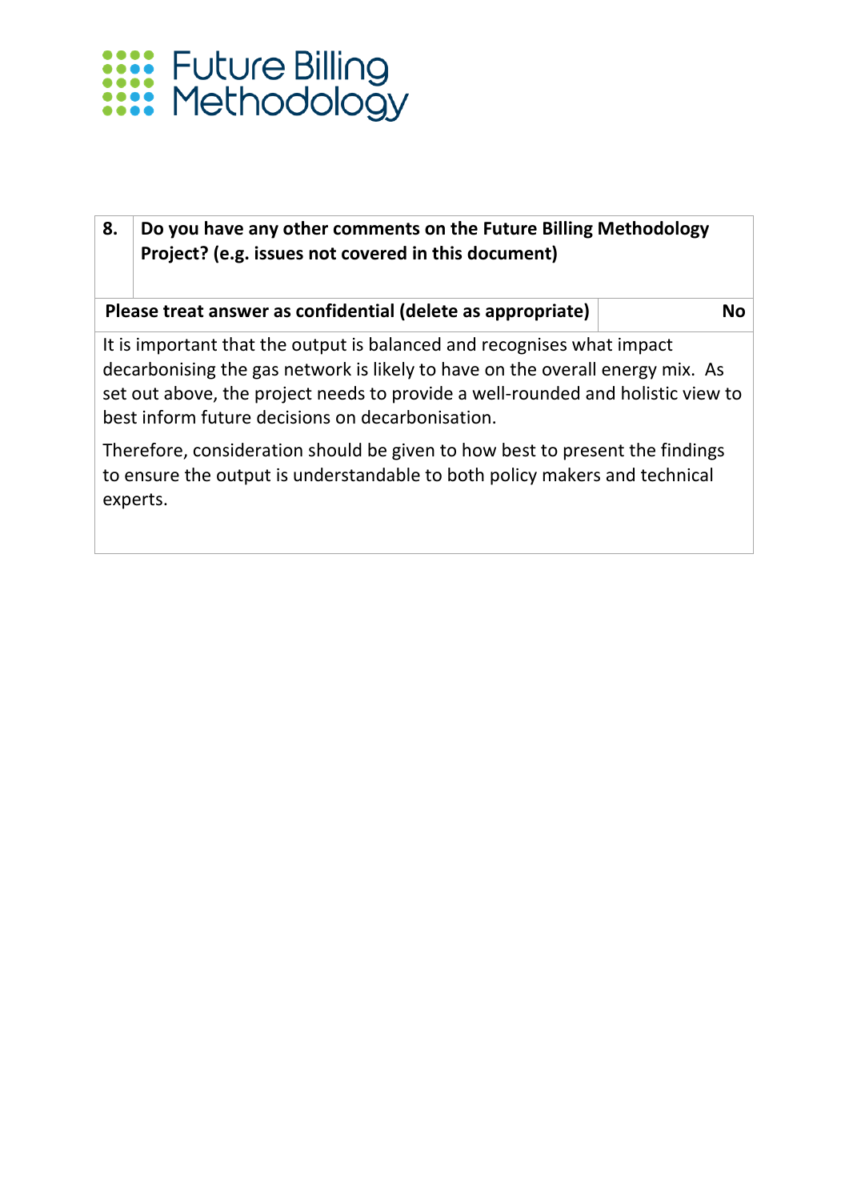Future Billing Methodology

| 8. | Do you have any other comments on the Future Billing Methodology Project? (e.g. issues not covered in this document) |
|---|---|
| **Please treat answer as confidential (delete as appropriate)** | **No** |

It is important that the output is balanced and recognises what impact decarbonising the gas network is likely to have on the overall energy mix. As set out above, the project needs to provide a well-rounded and holistic view to best inform future decisions on decarbonisation.

Therefore, consideration should be given to how best to present the findings to ensure the output is understandable to both policy makers and technical experts.